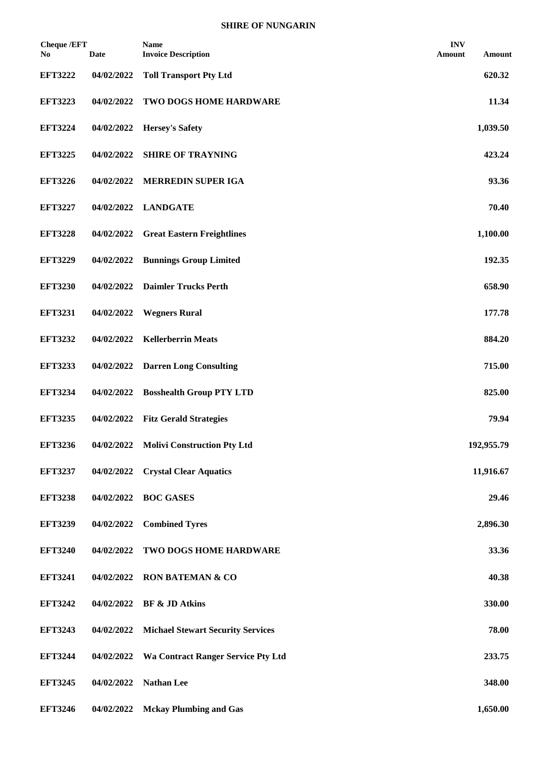**SHIRE OF NUNGARIN**

| Cheque /EFT No | Date | Name<br>Invoice Description | INV Amount | Amount |
|---|---|---|---|---|
| EFT3222 | 04/02/2022 | Toll Transport Pty Ltd | | 620.32 |
| EFT3223 | 04/02/2022 | TWO DOGS HOME HARDWARE | | 11.34 |
| EFT3224 | 04/02/2022 | Hersey's Safety | | 1,039.50 |
| EFT3225 | 04/02/2022 | SHIRE OF TRAYNING | | 423.24 |
| EFT3226 | 04/02/2022 | MERREDIN SUPER IGA | | 93.36 |
| EFT3227 | 04/02/2022 | LANDGATE | | 70.40 |
| EFT3228 | 04/02/2022 | Great Eastern Freightlines | | 1,100.00 |
| EFT3229 | 04/02/2022 | Bunnings Group Limited | | 192.35 |
| EFT3230 | 04/02/2022 | Daimler Trucks Perth | | 658.90 |
| EFT3231 | 04/02/2022 | Wegners Rural | | 177.78 |
| EFT3232 | 04/02/2022 | Kellerberrin Meats | | 884.20 |
| EFT3233 | 04/02/2022 | Darren Long Consulting | | 715.00 |
| EFT3234 | 04/02/2022 | Bosshealth Group PTY LTD | | 825.00 |
| EFT3235 | 04/02/2022 | Fitz Gerald Strategies | | 79.94 |
| EFT3236 | 04/02/2022 | Molivi Construction Pty Ltd | | 192,955.79 |
| EFT3237 | 04/02/2022 | Crystal Clear Aquatics | | 11,916.67 |
| EFT3238 | 04/02/2022 | BOC GASES | | 29.46 |
| EFT3239 | 04/02/2022 | Combined Tyres | | 2,896.30 |
| EFT3240 | 04/02/2022 | TWO DOGS HOME HARDWARE | | 33.36 |
| EFT3241 | 04/02/2022 | RON BATEMAN & CO | | 40.38 |
| EFT3242 | 04/02/2022 | BF & JD Atkins | | 330.00 |
| EFT3243 | 04/02/2022 | Michael Stewart Security Services | | 78.00 |
| EFT3244 | 04/02/2022 | Wa Contract Ranger Service Pty Ltd | | 233.75 |
| EFT3245 | 04/02/2022 | Nathan Lee | | 348.00 |
| EFT3246 | 04/02/2022 | Mckay Plumbing and Gas | | 1,650.00 |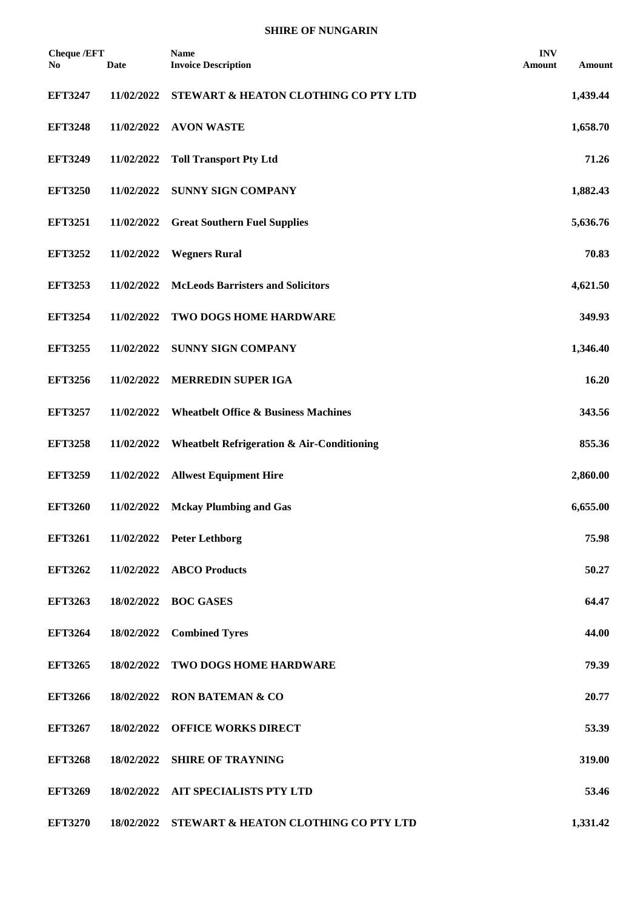**SHIRE OF NUNGARIN**

| Cheque /EFT No | Date | Name<br>Invoice Description | INV Amount | Amount |
|---|---|---|---|---|
| **EFT3247** | **11/02/2022** | **STEWART & HEATON CLOTHING CO PTY LTD** | | **1,439.44** |
| **EFT3248** | **11/02/2022** | **AVON WASTE** | | **1,658.70** |
| **EFT3249** | **11/02/2022** | **Toll Transport Pty Ltd** | | **71.26** |
| **EFT3250** | **11/02/2022** | **SUNNY SIGN COMPANY** | | **1,882.43** |
| **EFT3251** | **11/02/2022** | **Great Southern Fuel Supplies** | | **5,636.76** |
| **EFT3252** | **11/02/2022** | **Wegners Rural** | | **70.83** |
| **EFT3253** | **11/02/2022** | **McLeods Barristers and Solicitors** | | **4,621.50** |
| **EFT3254** | **11/02/2022** | **TWO DOGS HOME HARDWARE** | | **349.93** |
| **EFT3255** | **11/02/2022** | **SUNNY SIGN COMPANY** | | **1,346.40** |
| **EFT3256** | **11/02/2022** | **MERREDIN SUPER IGA** | | **16.20** |
| **EFT3257** | **11/02/2022** | **Wheatbelt Office & Business Machines** | | **343.56** |
| **EFT3258** | **11/02/2022** | **Wheatbelt Refrigeration & Air-Conditioning** | | **855.36** |
| **EFT3259** | **11/02/2022** | **Allwest Equipment Hire** | | **2,860.00** |
| **EFT3260** | **11/02/2022** | **Mckay Plumbing and Gas** | | **6,655.00** |
| **EFT3261** | **11/02/2022** | **Peter Lethborg** | | **75.98** |
| **EFT3262** | **11/02/2022** | **ABCO Products** | | **50.27** |
| **EFT3263** | **18/02/2022** | **BOC GASES** | | **64.47** |
| **EFT3264** | **18/02/2022** | **Combined Tyres** | | **44.00** |
| **EFT3265** | **18/02/2022** | **TWO DOGS HOME HARDWARE** | | **79.39** |
| **EFT3266** | **18/02/2022** | **RON BATEMAN & CO** | | **20.77** |
| **EFT3267** | **18/02/2022** | **OFFICE WORKS DIRECT** | | **53.39** |
| **EFT3268** | **18/02/2022** | **SHIRE OF TRAYNING** | | **319.00** |
| **EFT3269** | **18/02/2022** | **AIT SPECIALISTS PTY LTD** | | **53.46** |
| **EFT3270** | **18/02/2022** | **STEWART & HEATON CLOTHING CO PTY LTD** | | **1,331.42** |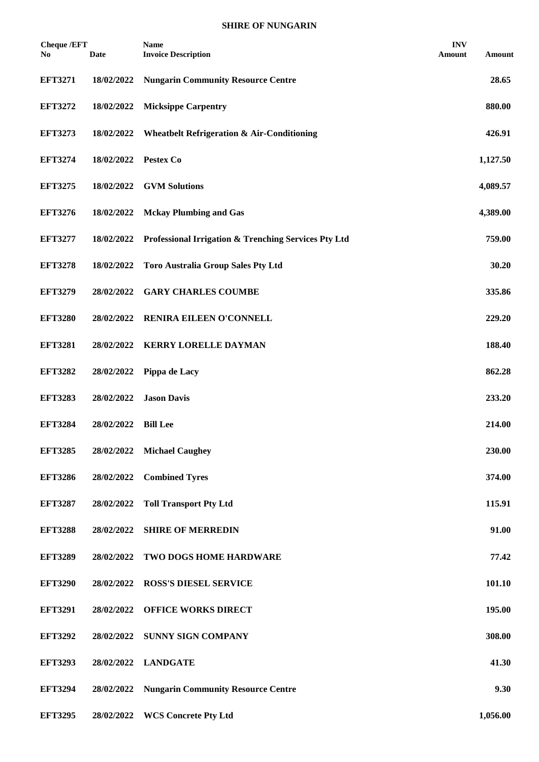**SHIRE OF NUNGARIN**

| Cheque /EFT No | Date | Name<br>Invoice Description | INV Amount | Amount |
|---|---|---|---|---|
| **EFT3271** | **18/02/2022** | **Nungarin Community Resource Centre** | | **28.65** |
| **EFT3272** | **18/02/2022** | **Micksippe Carpentry** | | **880.00** |
| **EFT3273** | **18/02/2022** | **Wheatbelt Refrigeration & Air-Conditioning** | | **426.91** |
| **EFT3274** | **18/02/2022** | **Pestex Co** | | **1,127.50** |
| **EFT3275** | **18/02/2022** | **GVM Solutions** | | **4,089.57** |
| **EFT3276** | **18/02/2022** | **Mckay Plumbing and Gas** | | **4,389.00** |
| **EFT3277** | **18/02/2022** | **Professional Irrigation & Trenching Services Pty Ltd** | | **759.00** |
| **EFT3278** | **18/02/2022** | **Toro Australia Group Sales Pty Ltd** | | **30.20** |
| **EFT3279** | **28/02/2022** | **GARY CHARLES COUMBE** | | **335.86** |
| **EFT3280** | **28/02/2022** | **RENIRA EILEEN O'CONNELL** | | **229.20** |
| **EFT3281** | **28/02/2022** | **KERRY LORELLE DAYMAN** | | **188.40** |
| **EFT3282** | **28/02/2022** | **Pippa de Lacy** | | **862.28** |
| **EFT3283** | **28/02/2022** | **Jason Davis** | | **233.20** |
| **EFT3284** | **28/02/2022** | **Bill Lee** | | **214.00** |
| **EFT3285** | **28/02/2022** | **Michael Caughey** | | **230.00** |
| **EFT3286** | **28/02/2022** | **Combined Tyres** | | **374.00** |
| **EFT3287** | **28/02/2022** | **Toll Transport Pty Ltd** | | **115.91** |
| **EFT3288** | **28/02/2022** | **SHIRE OF MERREDIN** | | **91.00** |
| **EFT3289** | **28/02/2022** | **TWO DOGS HOME HARDWARE** | | **77.42** |
| **EFT3290** | **28/02/2022** | **ROSS'S DIESEL SERVICE** | | **101.10** |
| **EFT3291** | **28/02/2022** | **OFFICE WORKS DIRECT** | | **195.00** |
| **EFT3292** | **28/02/2022** | **SUNNY SIGN COMPANY** | | **308.00** |
| **EFT3293** | **28/02/2022** | **LANDGATE** | | **41.30** |
| **EFT3294** | **28/02/2022** | **Nungarin Community Resource Centre** | | **9.30** |
| **EFT3295** | **28/02/2022** | **WCS Concrete Pty Ltd** | | **1,056.00** |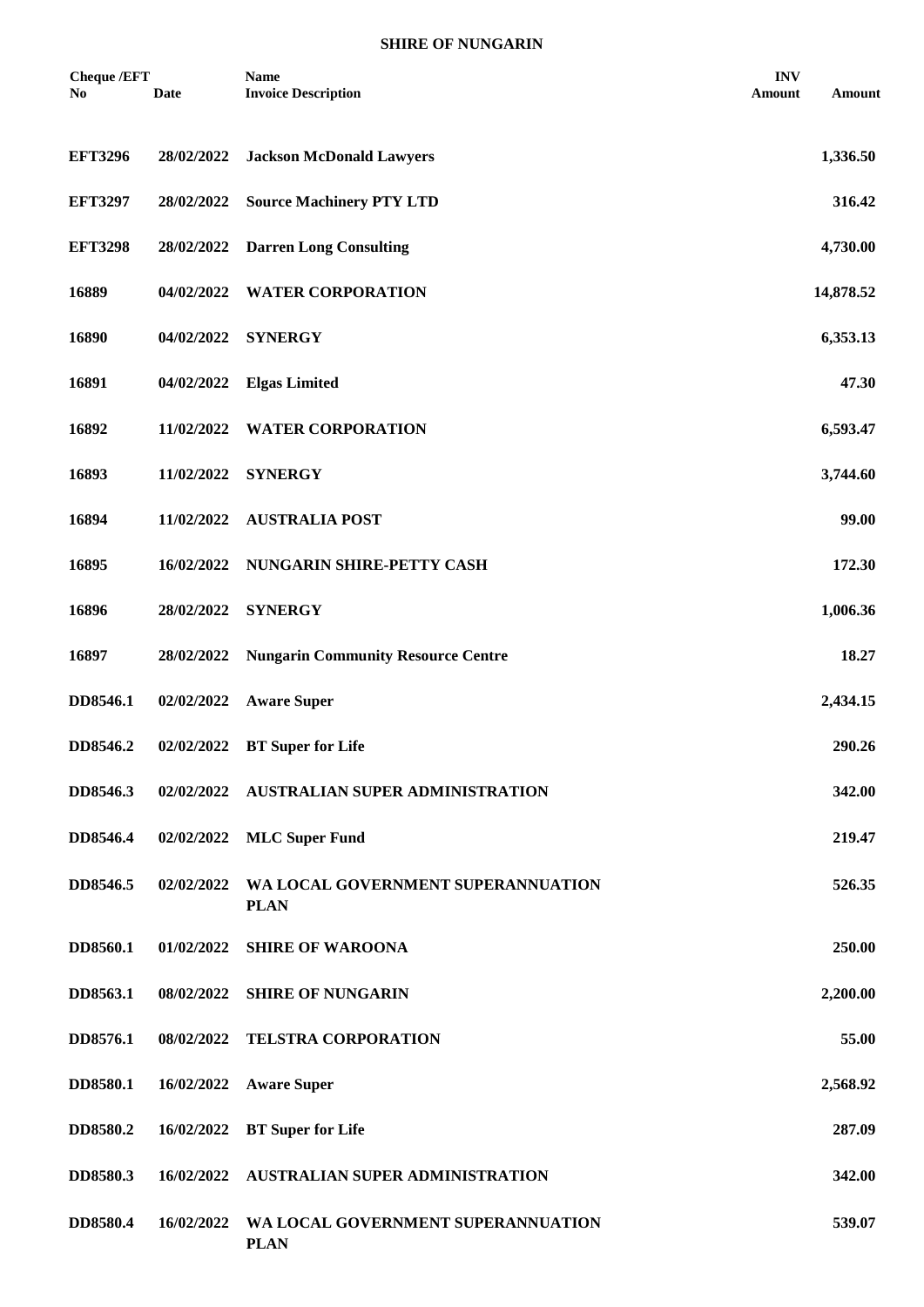**SHIRE OF NUNGARIN**

| Cheque /EFT No | Date | Name<br>Invoice Description | INV Amount | Amount |
|---|---|---|---|---|
| **EFT3296** | **28/02/2022** | **Jackson McDonald Lawyers** | | **1,336.50** |
| **EFT3297** | **28/02/2022** | **Source Machinery PTY LTD** | | **316.42** |
| **EFT3298** | **28/02/2022** | **Darren Long Consulting** | | **4,730.00** |
| **16889** | **04/02/2022** | **WATER CORPORATION** | | **14,878.52** |
| **16890** | **04/02/2022** | **SYNERGY** | | **6,353.13** |
| **16891** | **04/02/2022** | **Elgas Limited** | | **47.30** |
| **16892** | **11/02/2022** | **WATER CORPORATION** | | **6,593.47** |
| **16893** | **11/02/2022** | **SYNERGY** | | **3,744.60** |
| **16894** | **11/02/2022** | **AUSTRALIA POST** | | **99.00** |
| **16895** | **16/02/2022** | **NUNGARIN SHIRE-PETTY CASH** | | **172.30** |
| **16896** | **28/02/2022** | **SYNERGY** | | **1,006.36** |
| **16897** | **28/02/2022** | **Nungarin Community Resource Centre** | | **18.27** |
| **DD8546.1** | **02/02/2022** | **Aware Super** | | **2,434.15** |
| **DD8546.2** | **02/02/2022** | **BT Super for Life** | | **290.26** |
| **DD8546.3** | **02/02/2022** | **AUSTRALIAN SUPER ADMINISTRATION** | | **342.00** |
| **DD8546.4** | **02/02/2022** | **MLC Super Fund** | | **219.47** |
| **DD8546.5** | **02/02/2022** | **WA LOCAL GOVERNMENT SUPERANNUATION PLAN** | | **526.35** |
| **DD8560.1** | **01/02/2022** | **SHIRE OF WAROONA** | | **250.00** |
| **DD8563.1** | **08/02/2022** | **SHIRE OF NUNGARIN** | | **2,200.00** |
| **DD8576.1** | **08/02/2022** | **TELSTRA CORPORATION** | | **55.00** |
| **DD8580.1** | **16/02/2022** | **Aware Super** | | **2,568.92** |
| **DD8580.2** | **16/02/2022** | **BT Super for Life** | | **287.09** |
| **DD8580.3** | **16/02/2022** | **AUSTRALIAN SUPER ADMINISTRATION** | | **342.00** |
| **DD8580.4** | **16/02/2022** | **WA LOCAL GOVERNMENT SUPERANNUATION PLAN** | | **539.07** |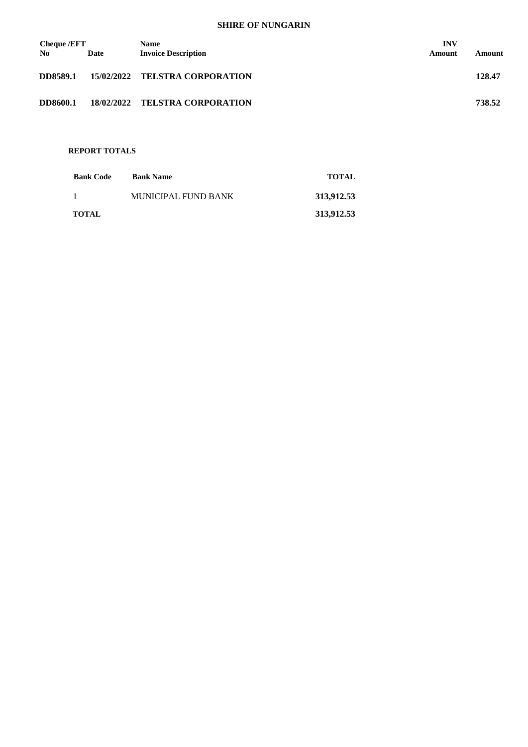SHIRE OF NUNGARIN

| Cheque /EFT No | Date | Name Invoice Description | INV Amount | Amount |
|---|---|---|---|---|
| **DD8589.1** | **15/02/2022** | **TELSTRA CORPORATION** | | **128.47** |
| **DD8600.1** | **18/02/2022** | **TELSTRA CORPORATION** | | **738.52** |

**REPORT TOTALS**

| Bank Code | Bank Name | TOTAL |
|---|---|---|
| 1 | MUNICIPAL FUND BANK | **313,912.53** |
| **TOTAL** | | **313,912.53** |